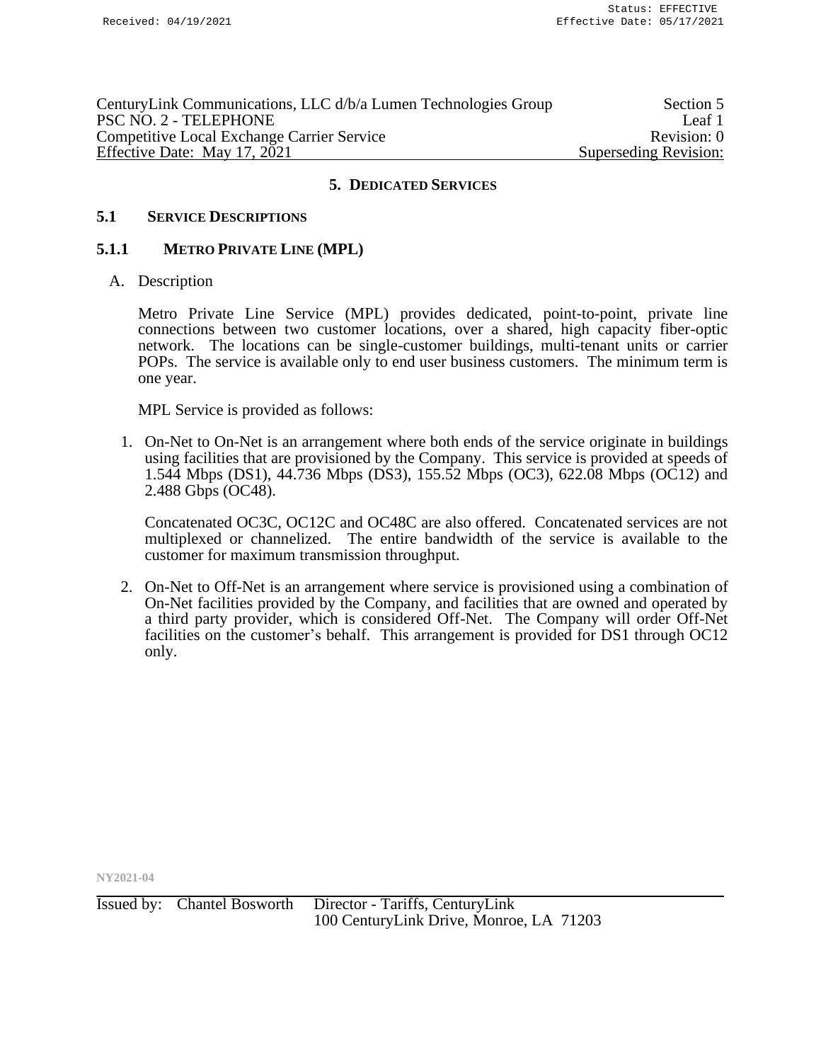## 5. DEDICATED SERVICES

### 5.1 SERVICE DESCRIPTIONS

#### 5.1.1 METRO PRIVATE LINE (MPL)

A. Description

Metro Private Line Service (MPL) provides dedicated, point-to-point, private line connections between two customer locations, over a shared, high capacity fiber-optic network. The locations can be single-customer buildings, multi-tenant units or carrier POPs. The service is available only to end user business customers. The minimum term is one year.

MPL Service is provided as follows:

1. On-Net to On-Net is an arrangement where both ends of the service originate in buildings using facilities that are provisioned by the Company. This service is provided at speeds of 1.544 Mbps (DS1), 44.736 Mbps (DS3), 155.52 Mbps (OC3), 622.08 Mbps (OC12) and 2.488 Gbps (OC48).

   Concatenated OC3C, OC12C and OC48C are also offered. Concatenated services are not multiplexed or channelized. The entire bandwidth of the service is available to the customer for maximum transmission throughput.

2. On-Net to Off-Net is an arrangement where service is provisioned using a combination of On-Net facilities provided by the Company, and facilities that are owned and operated by a third party provider, which is considered Off-Net. The Company will order Off-Net facilities on the customer's behalf. This arrangement is provided for DS1 through OC12 only.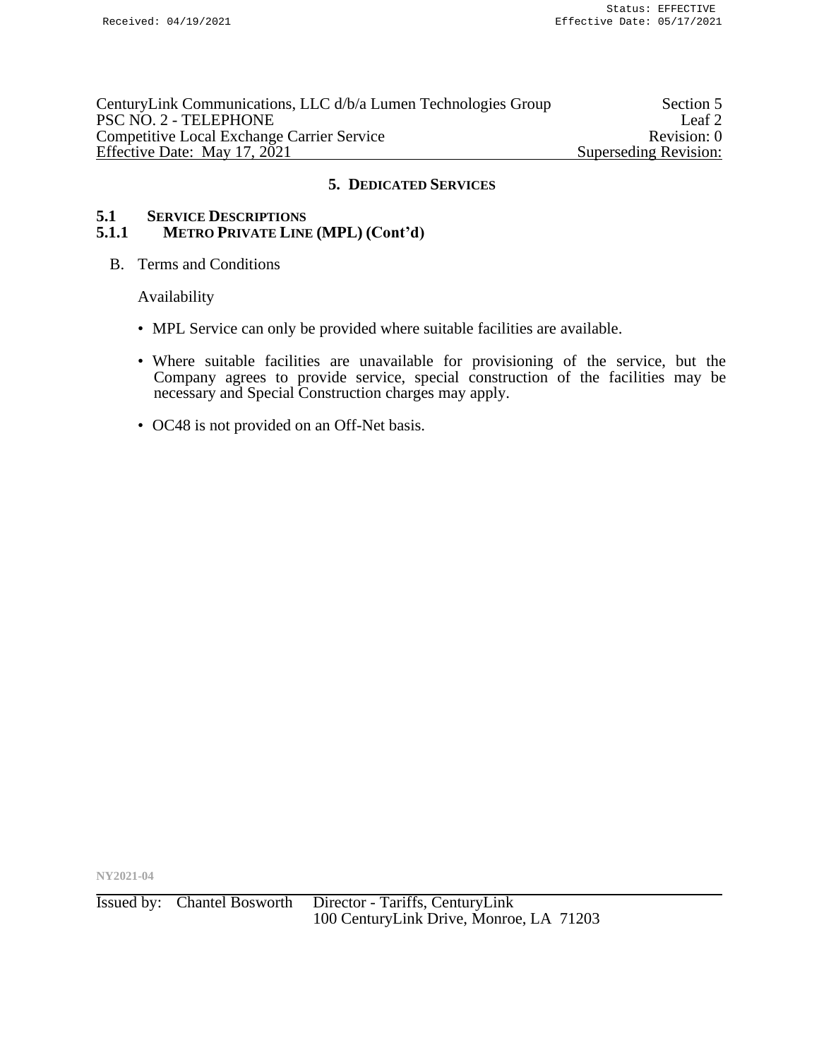## 5. DEDICATED SERVICES

### 5.1 SERVICE DESCRIPTIONS

### 5.1.1 METRO PRIVATE LINE (MPL) (Cont'd)

B. Terms and Conditions

Availability

- MPL Service can only be provided where suitable facilities are available.
- Where suitable facilities are unavailable for provisioning of the service, but the Company agrees to provide service, special construction of the facilities may be necessary and Special Construction charges may apply.
- OC48 is not provided on an Off-Net basis.

NY2021-04

Issued by: Chantel Bosworth Director - Tariffs, CenturyLink
100 CenturyLink Drive, Monroe, LA 71203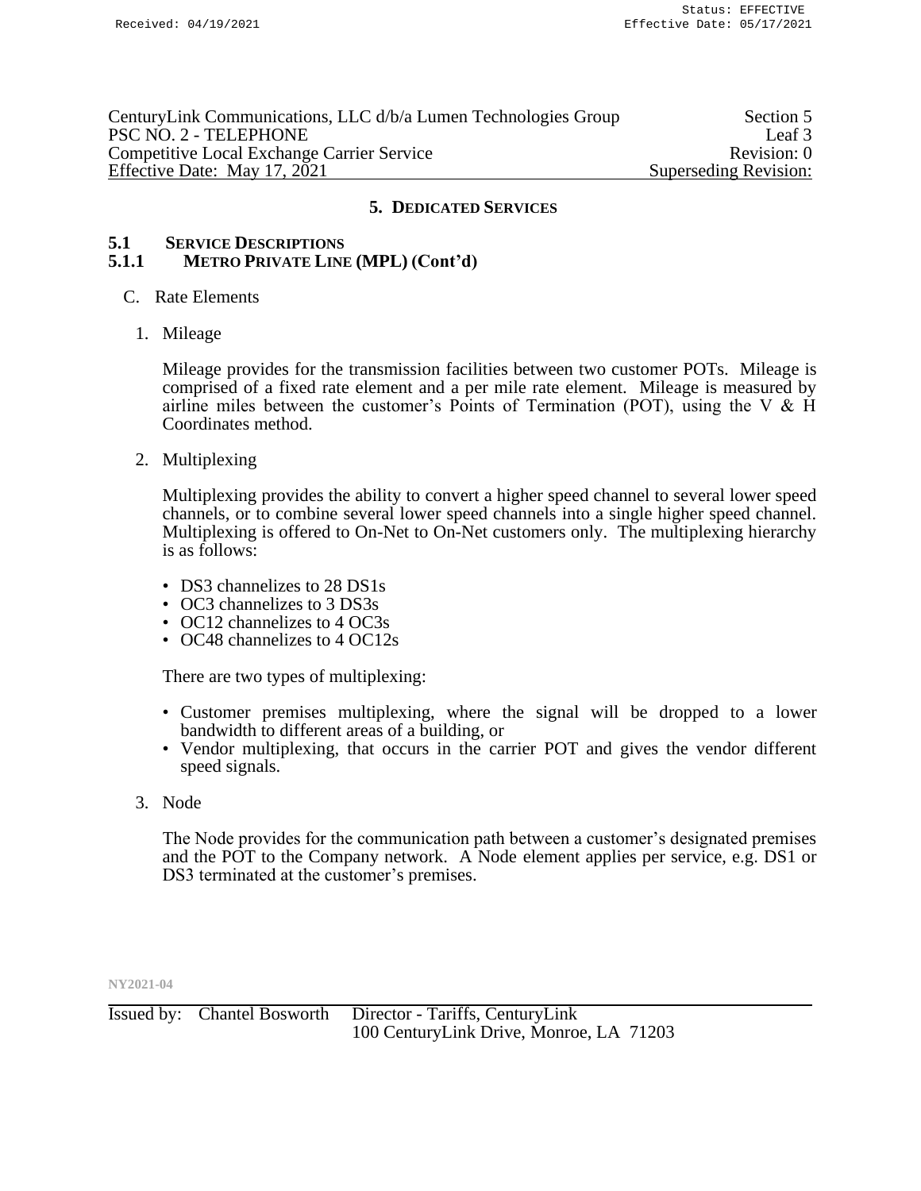## 5. DEDICATED SERVICES

### 5.1 SERVICE DESCRIPTIONS

### 5.1.1 METRO PRIVATE LINE (MPL) (Cont'd)

C. Rate Elements

1. Mileage

   Mileage provides for the transmission facilities between two customer POTs. Mileage is comprised of a fixed rate element and a per mile rate element. Mileage is measured by airline miles between the customer's Points of Termination (POT), using the V & H Coordinates method.

2. Multiplexing

   Multiplexing provides the ability to convert a higher speed channel to several lower speed channels, or to combine several lower speed channels into a single higher speed channel. Multiplexing is offered to On-Net to On-Net customers only. The multiplexing hierarchy is as follows:

   - DS3 channelizes to 28 DS1s
   - OC3 channelizes to 3 DS3s
   - OC12 channelizes to 4 OC3s
   - OC48 channelizes to 4 OC12s

   There are two types of multiplexing:

   - Customer premises multiplexing, where the signal will be dropped to a lower bandwidth to different areas of a building, or
   - Vendor multiplexing, that occurs in the carrier POT and gives the vendor different speed signals.

3. Node

   The Node provides for the communication path between a customer's designated premises and the POT to the Company network. A Node element applies per service, e.g. DS1 or DS3 terminated at the customer's premises.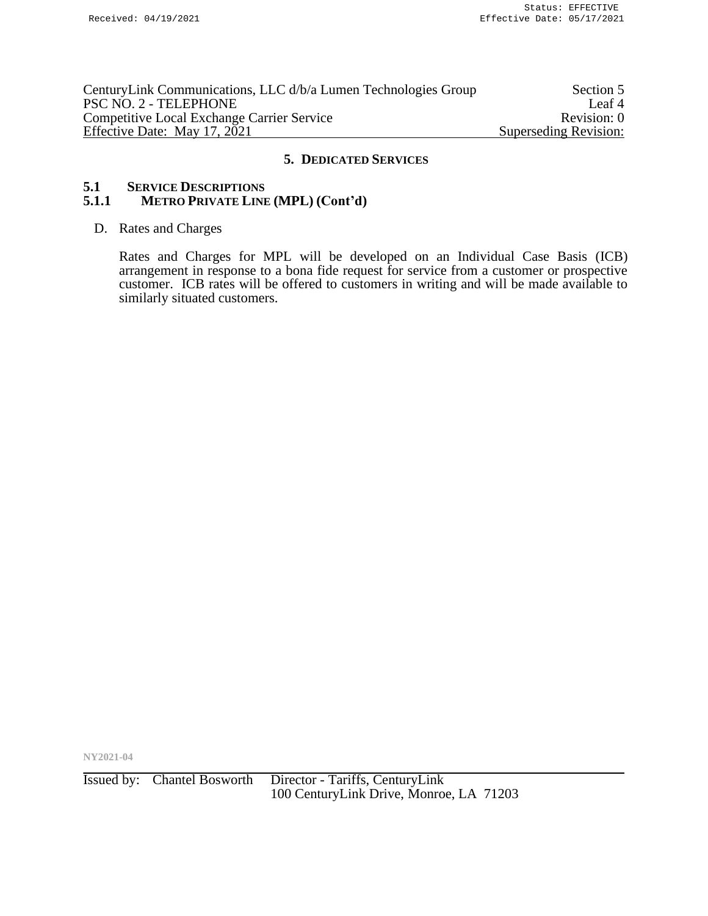## 5. DEDICATED SERVICES

### 5.1 SERVICE DESCRIPTIONS

### 5.1.1 METRO PRIVATE LINE (MPL) (Cont'd)

D. Rates and Charges

Rates and Charges for MPL will be developed on an Individual Case Basis (ICB) arrangement in response to a bona fide request for service from a customer or prospective customer. ICB rates will be offered to customers in writing and will be made available to similarly situated customers.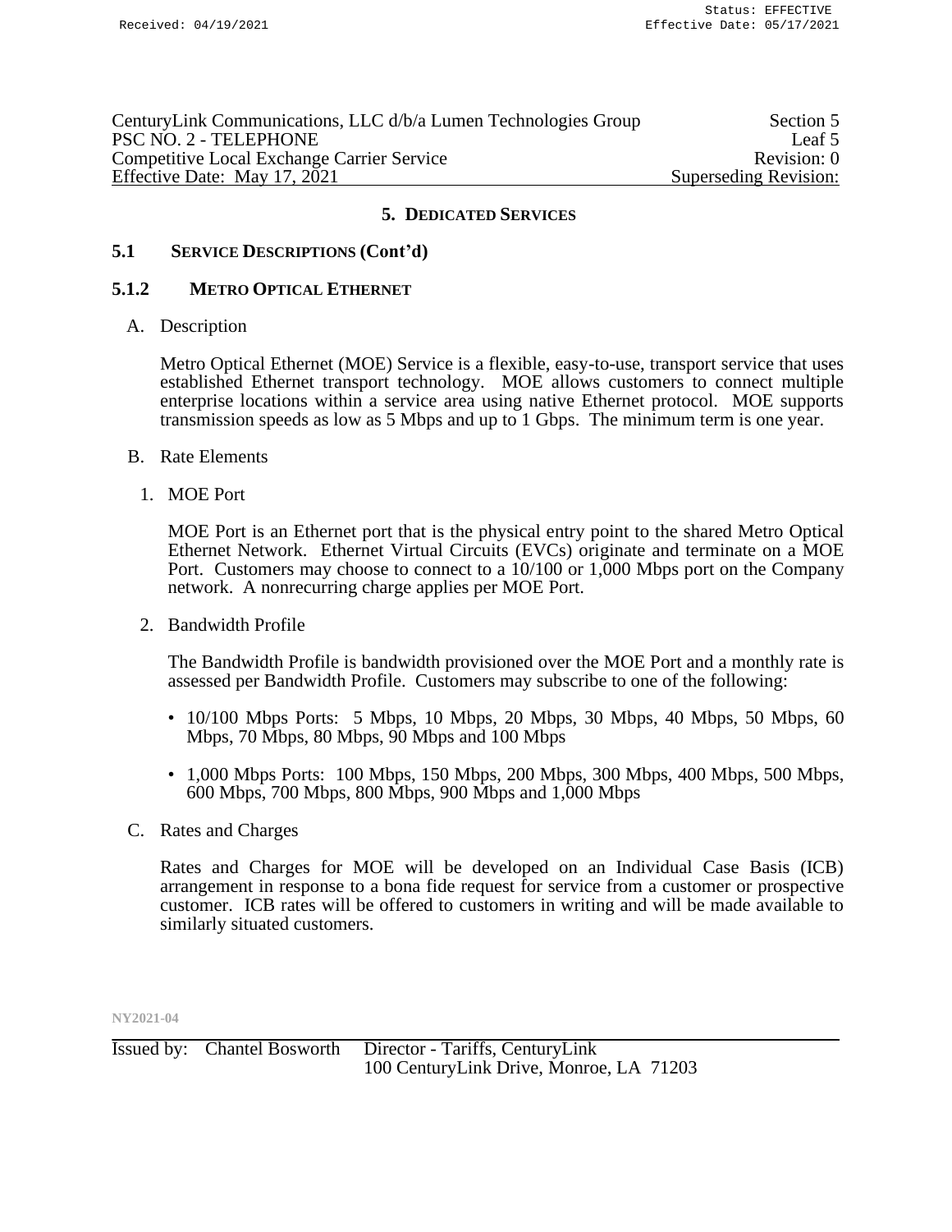## 5. DEDICATED SERVICES

### 5.1 SERVICE DESCRIPTIONS (Cont'd)

#### 5.1.2 METRO OPTICAL ETHERNET

A. Description

Metro Optical Ethernet (MOE) Service is a flexible, easy-to-use, transport service that uses established Ethernet transport technology. MOE allows customers to connect multiple enterprise locations within a service area using native Ethernet protocol. MOE supports transmission speeds as low as 5 Mbps and up to 1 Gbps. The minimum term is one year.

B. Rate Elements

1. MOE Port

MOE Port is an Ethernet port that is the physical entry point to the shared Metro Optical Ethernet Network. Ethernet Virtual Circuits (EVCs) originate and terminate on a MOE Port. Customers may choose to connect to a 10/100 or 1,000 Mbps port on the Company network. A nonrecurring charge applies per MOE Port.

2. Bandwidth Profile

The Bandwidth Profile is bandwidth provisioned over the MOE Port and a monthly rate is assessed per Bandwidth Profile. Customers may subscribe to one of the following:

- 10/100 Mbps Ports: 5 Mbps, 10 Mbps, 20 Mbps, 30 Mbps, 40 Mbps, 50 Mbps, 60 Mbps, 70 Mbps, 80 Mbps, 90 Mbps and 100 Mbps
- 1,000 Mbps Ports: 100 Mbps, 150 Mbps, 200 Mbps, 300 Mbps, 400 Mbps, 500 Mbps, 600 Mbps, 700 Mbps, 800 Mbps, 900 Mbps and 1,000 Mbps

C. Rates and Charges

Rates and Charges for MOE will be developed on an Individual Case Basis (ICB) arrangement in response to a bona fide request for service from a customer or prospective customer. ICB rates will be offered to customers in writing and will be made available to similarly situated customers.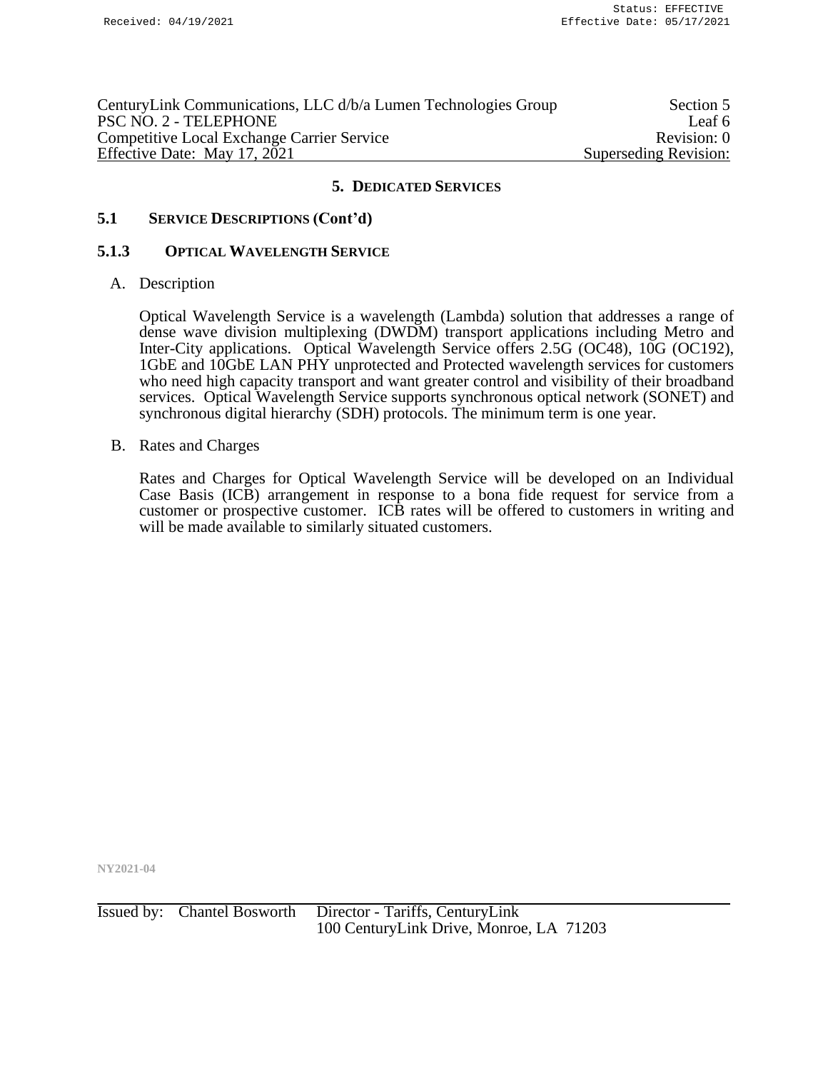## 5. DEDICATED SERVICES

### 5.1 SERVICE DESCRIPTIONS (Cont'd)

### 5.1.3 OPTICAL WAVELENGTH SERVICE

A. Description

Optical Wavelength Service is a wavelength (Lambda) solution that addresses a range of dense wave division multiplexing (DWDM) transport applications including Metro and Inter-City applications. Optical Wavelength Service offers 2.5G (OC48), 10G (OC192), 1GbE and 10GbE LAN PHY unprotected and Protected wavelength services for customers who need high capacity transport and want greater control and visibility of their broadband services. Optical Wavelength Service supports synchronous optical network (SONET) and synchronous digital hierarchy (SDH) protocols. The minimum term is one year.

B. Rates and Charges

Rates and Charges for Optical Wavelength Service will be developed on an Individual Case Basis (ICB) arrangement in response to a bona fide request for service from a customer or prospective customer. ICB rates will be offered to customers in writing and will be made available to similarly situated customers.

NY2021-04